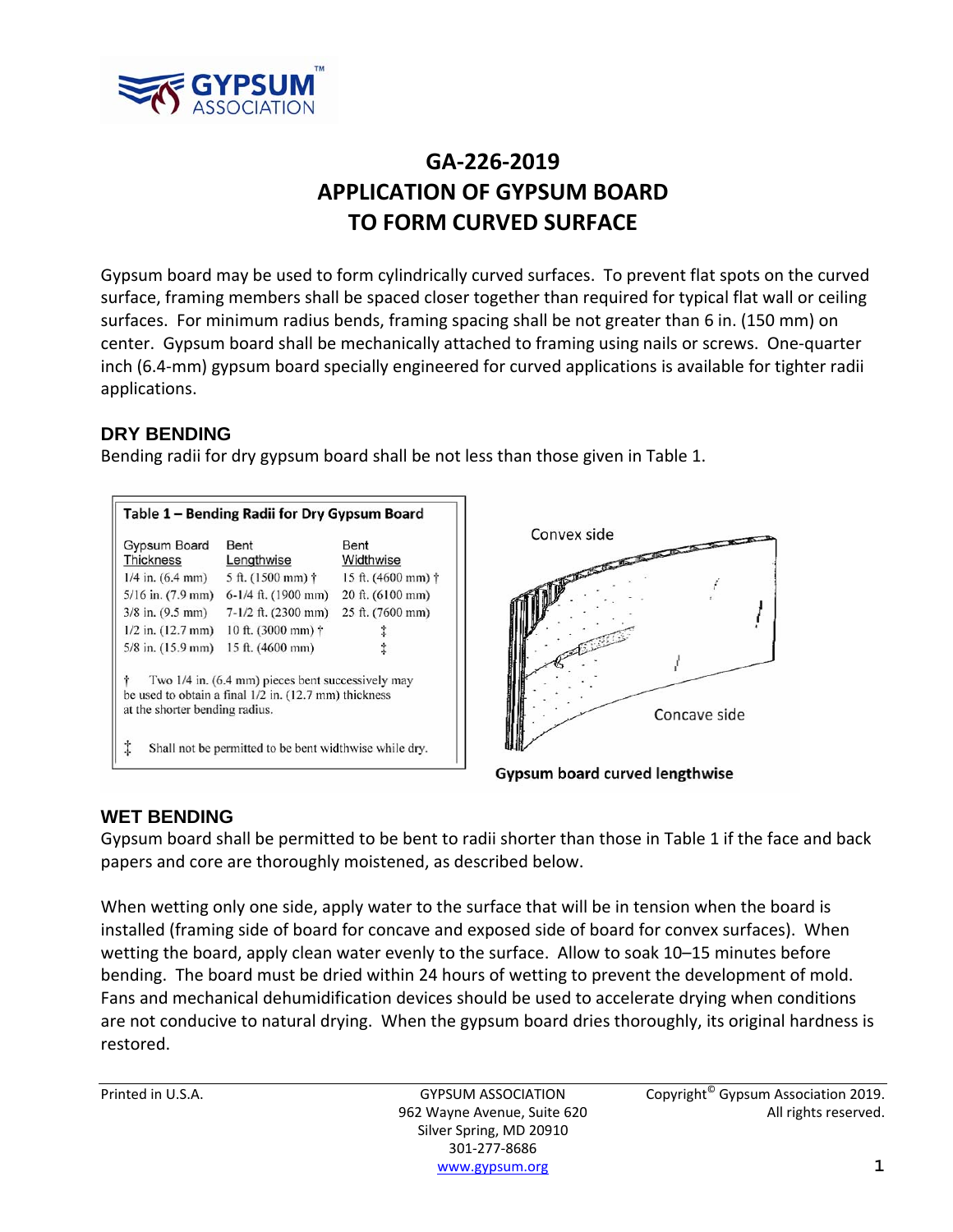# GA-226-2019
# APPLICATION OF GYPSUM BOARD TO FORM CURVED SURFACE

Gypsum board may be used to form cylindrically curved surfaces. To prevent flat spots on the curved surface, framing members shall be spaced closer together than required for typical flat wall or ceiling surfaces. For minimum radius bends, framing spacing shall be not greater than 6 in. (150 mm) on center. Gypsum board shall be mechanically attached to framing using nails or screws. One-quarter inch (6.4-mm) gypsum board specially engineered for curved applications is available for tighter radii applications.

## DRY BENDING

Bending radii for dry gypsum board shall be not less than those given in Table 1.

**Table 1 – Bending Radii for Dry Gypsum Board**

| Gypsum Board Thickness | Bent Lengthwise | Bent Widthwise |
|---|---|---|
| 1/4 in. (6.4 mm) | 5 ft. (1500 mm) † | 15 ft. (4600 mm) † |
| 5/16 in. (7.9 mm) | 6-1/4 ft. (1900 mm) | 20 ft. (6100 mm) |
| 3/8 in. (9.5 mm) | 7-1/2 ft. (2300 mm) | 25 ft. (7600 mm) |
| 1/2 in. (12.7 mm) | 10 ft. (3000 mm) † | ‡ |
| 5/8 in. (15.9 mm) | 15 ft. (4600 mm) | ‡ |

† Two 1/4 in. (6.4 mm) pieces bent successively may be used to obtain a final 1/2 in. (12.7 mm) thickness at the shorter bending radius.

‡ Shall not be permitted to be bent widthwise while dry.

Convex side

Concave side

Gypsum board curved lengthwise

## WET BENDING

Gypsum board shall be permitted to be bent to radii shorter than those in Table 1 if the face and back papers and core are thoroughly moistened, as described below.

When wetting only one side, apply water to the surface that will be in tension when the board is installed (framing side of board for concave and exposed side of board for convex surfaces). When wetting the board, apply clean water evenly to the surface. Allow to soak 10–15 minutes before bending. The board must be dried within 24 hours of wetting to prevent the development of mold. Fans and mechanical dehumidification devices should be used to accelerate drying when conditions are not conducive to natural drying. When the gypsum board dries thoroughly, its original hardness is restored.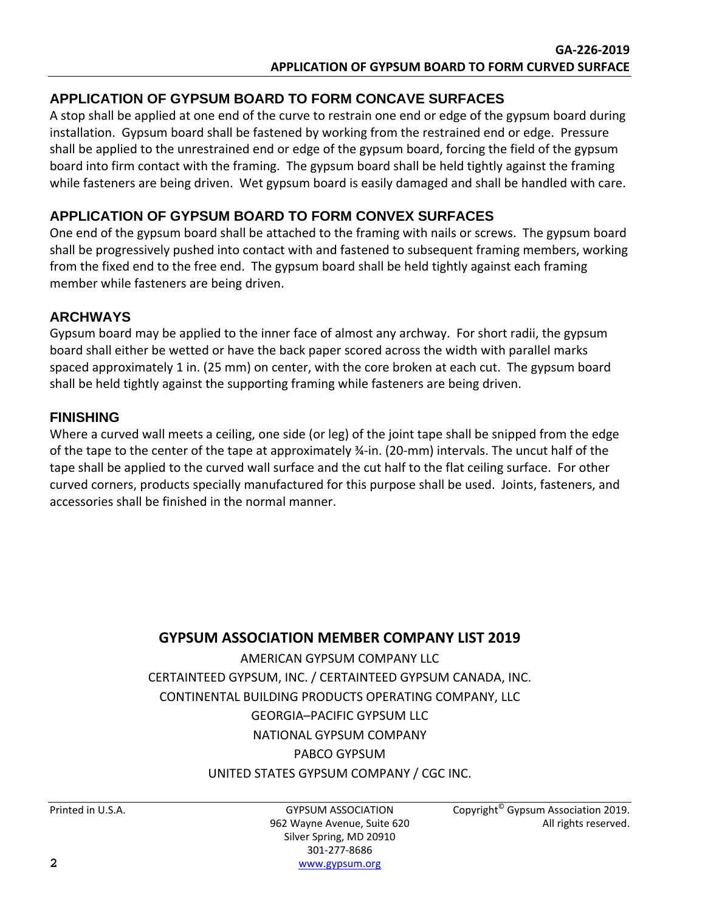## APPLICATION OF GYPSUM BOARD TO FORM CONCAVE SURFACES

A stop shall be applied at one end of the curve to restrain one end or edge of the gypsum board during installation. Gypsum board shall be fastened by working from the restrained end or edge. Pressure shall be applied to the unrestrained end or edge of the gypsum board, forcing the field of the gypsum board into firm contact with the framing. The gypsum board shall be held tightly against the framing while fasteners are being driven. Wet gypsum board is easily damaged and shall be handled with care.

## APPLICATION OF GYPSUM BOARD TO FORM CONVEX SURFACES

One end of the gypsum board shall be attached to the framing with nails or screws. The gypsum board shall be progressively pushed into contact with and fastened to subsequent framing members, working from the fixed end to the free end. The gypsum board shall be held tightly against each framing member while fasteners are being driven.

## ARCHWAYS

Gypsum board may be applied to the inner face of almost any archway. For short radii, the gypsum board shall either be wetted or have the back paper scored across the width with parallel marks spaced approximately 1 in. (25 mm) on center, with the core broken at each cut. The gypsum board shall be held tightly against the supporting framing while fasteners are being driven.

## FINISHING

Where a curved wall meets a ceiling, one side (or leg) of the joint tape shall be snipped from the edge of the tape to the center of the tape at approximately ¾-in. (20-mm) intervals. The uncut half of the tape shall be applied to the curved wall surface and the cut half to the flat ceiling surface. For other curved corners, products specially manufactured for this purpose shall be used. Joints, fasteners, and accessories shall be finished in the normal manner.

**GYPSUM ASSOCIATION MEMBER COMPANY LIST 2019**

AMERICAN GYPSUM COMPANY LLC
CERTAINTEED GYPSUM, INC. / CERTAINTEED GYPSUM CANADA, INC.
CONTINENTAL BUILDING PRODUCTS OPERATING COMPANY, LLC
GEORGIA–PACIFIC GYPSUM LLC
NATIONAL GYPSUM COMPANY
PABCO GYPSUM
UNITED STATES GYPSUM COMPANY / CGC INC.

Printed in U.S.A.

GYPSUM ASSOCIATION
962 Wayne Avenue, Suite 620
Silver Spring, MD 20910
301-277-8686
www.gypsum.org

Copyright© Gypsum Association 2019. All rights reserved.